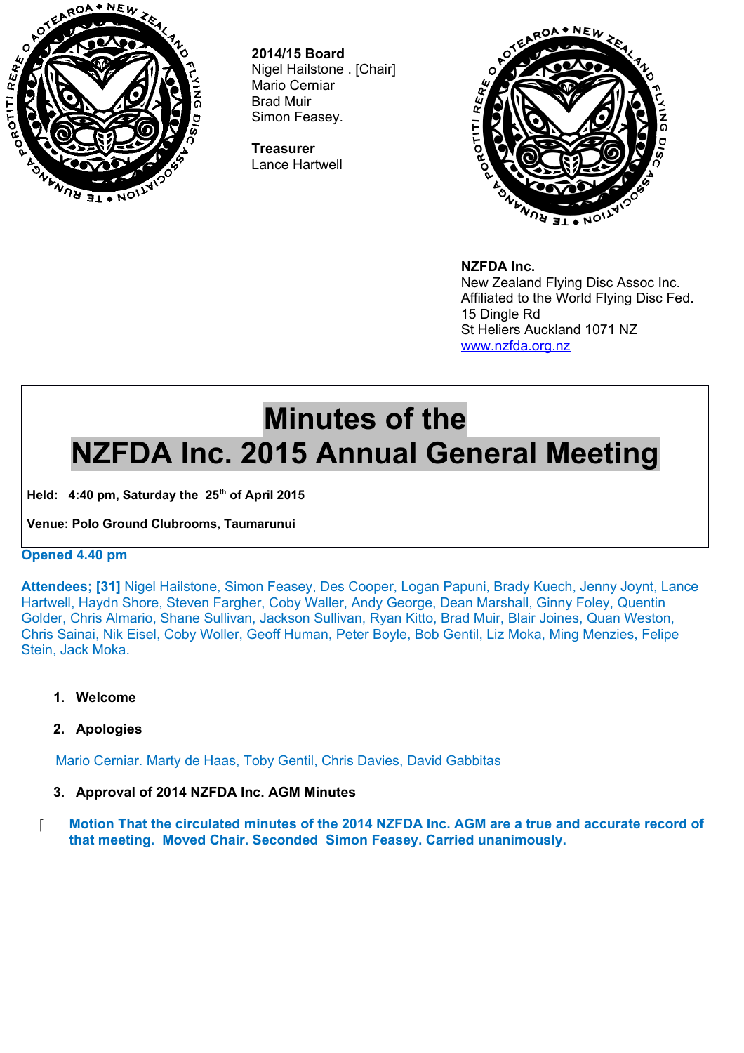**2014/15 Board**
Nigel Hailstone . [Chair]
Mario Cerniar
Brad Muir
Simon Feasey.

**Treasurer**
Lance Hartwell

**NZFDA Inc.**
New Zealand Flying Disc Assoc Inc.
Affiliated to the World Flying Disc Fed.
15 Dingle Rd
St Heliers Auckland 1071 NZ
www.nzfda.org.nz

# Minutes of the NZFDA Inc. 2015 Annual General Meeting

**Held: 4:40 pm, Saturday the 25th of April 2015**

**Venue: Polo Ground Clubrooms, Taumarunui**

**Opened 4.40 pm**

**Attendees; [31]** Nigel Hailstone, Simon Feasey, Des Cooper, Logan Papuni, Brady Kuech, Jenny Joynt, Lance Hartwell, Haydn Shore, Steven Fargher, Coby Waller, Andy George, Dean Marshall, Ginny Foley, Quentin Golder, Chris Almario, Shane Sullivan, Jackson Sullivan, Ryan Kitto, Brad Muir, Blair Joines, Quan Weston, Chris Sainai, Nik Eisel, Coby Woller, Geoff Human, Peter Boyle, Bob Gentil, Liz Moka, Ming Menzies, Felipe Stein, Jack Moka.

1. **Welcome**
2. **Apologies**

Mario Cerniar. Marty de Haas, Toby Gentil, Chris Davies, David Gabbitas

3. **Approval of 2014 NZFDA Inc. AGM Minutes**

- **Motion That the circulated minutes of the 2014 NZFDA Inc. AGM are a true and accurate record of that meeting. Moved Chair. Seconded Simon Feasey. Carried unanimously.**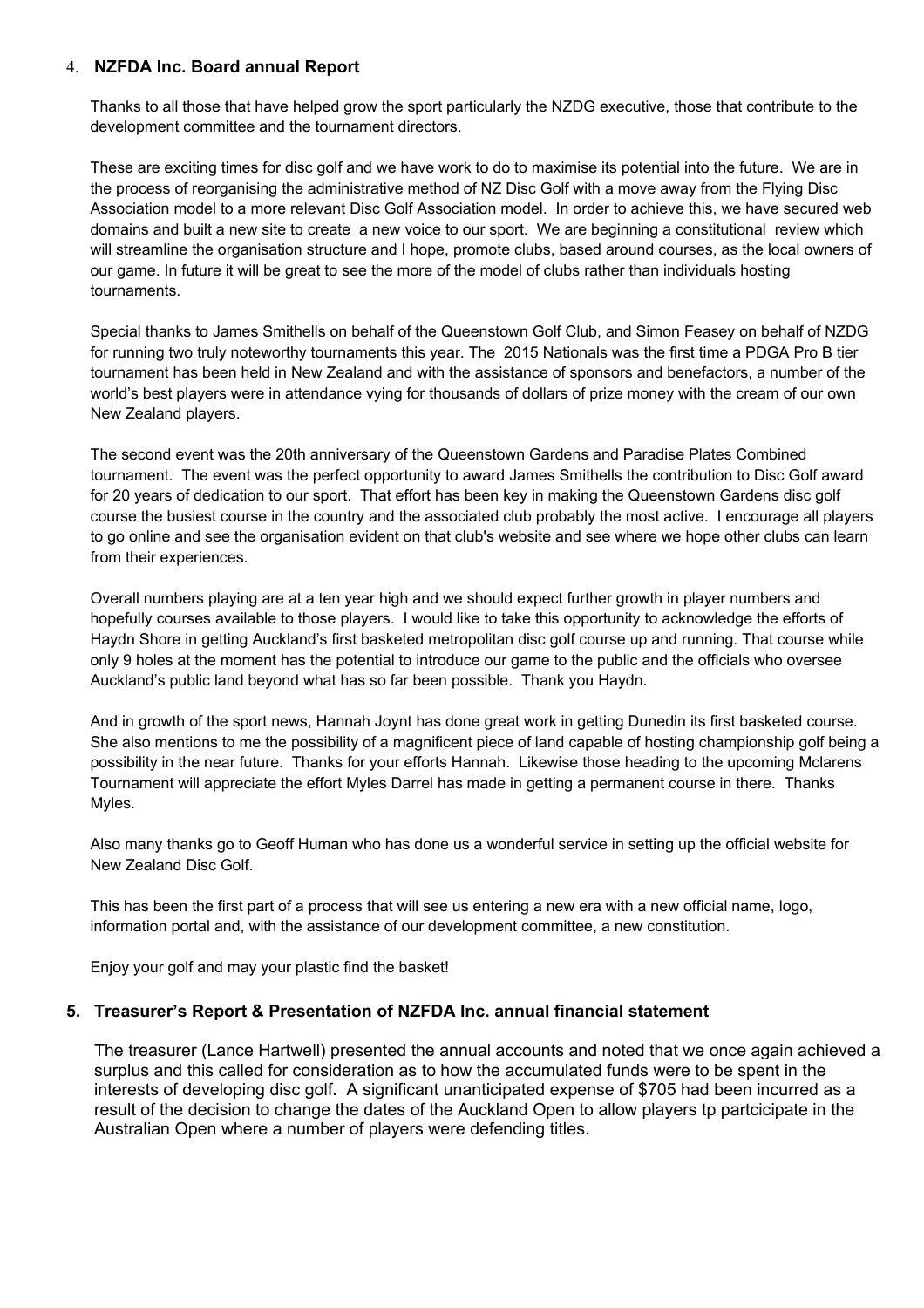## 4. **NZFDA Inc. Board annual Report**

Thanks to all those that have helped grow the sport particularly the NZDG executive, those that contribute to the development committee and the tournament directors.

These are exciting times for disc golf and we have work to do to maximise its potential into the future. We are in the process of reorganising the administrative method of NZ Disc Golf with a move away from the Flying Disc Association model to a more relevant Disc Golf Association model. In order to achieve this, we have secured web domains and built a new site to create a new voice to our sport. We are beginning a constitutional review which will streamline the organisation structure and I hope, promote clubs, based around courses, as the local owners of our game. In future it will be great to see the more of the model of clubs rather than individuals hosting tournaments.

Special thanks to James Smithells on behalf of the Queenstown Golf Club, and Simon Feasey on behalf of NZDG for running two truly noteworthy tournaments this year. The 2015 Nationals was the first time a PDGA Pro B tier tournament has been held in New Zealand and with the assistance of sponsors and benefactors, a number of the world's best players were in attendance vying for thousands of dollars of prize money with the cream of our own New Zealand players.

The second event was the 20th anniversary of the Queenstown Gardens and Paradise Plates Combined tournament. The event was the perfect opportunity to award James Smithells the contribution to Disc Golf award for 20 years of dedication to our sport. That effort has been key in making the Queenstown Gardens disc golf course the busiest course in the country and the associated club probably the most active. I encourage all players to go online and see the organisation evident on that club's website and see where we hope other clubs can learn from their experiences.

Overall numbers playing are at a ten year high and we should expect further growth in player numbers and hopefully courses available to those players. I would like to take this opportunity to acknowledge the efforts of Haydn Shore in getting Auckland's first basketed metropolitan disc golf course up and running. That course while only 9 holes at the moment has the potential to introduce our game to the public and the officials who oversee Auckland's public land beyond what has so far been possible. Thank you Haydn.

And in growth of the sport news, Hannah Joynt has done great work in getting Dunedin its first basketed course. She also mentions to me the possibility of a magnificent piece of land capable of hosting championship golf being a possibility in the near future. Thanks for your efforts Hannah. Likewise those heading to the upcoming Mclarens Tournament will appreciate the effort Myles Darrel has made in getting a permanent course in there. Thanks Myles.

Also many thanks go to Geoff Human who has done us a wonderful service in setting up the official website for New Zealand Disc Golf.

This has been the first part of a process that will see us entering a new era with a new official name, logo, information portal and, with the assistance of our development committee, a new constitution.

Enjoy your golf and may your plastic find the basket!

## 5. **Treasurer's Report & Presentation of NZFDA Inc. annual financial statement**

The treasurer (Lance Hartwell) presented the annual accounts and noted that we once again achieved a surplus and this called for consideration as to how the accumulated funds were to be spent in the interests of developing disc golf. A significant unanticipated expense of $705 had been incurred as a result of the decision to change the dates of the Auckland Open to allow players tp partcicipate in the Australian Open where a number of players were defending titles.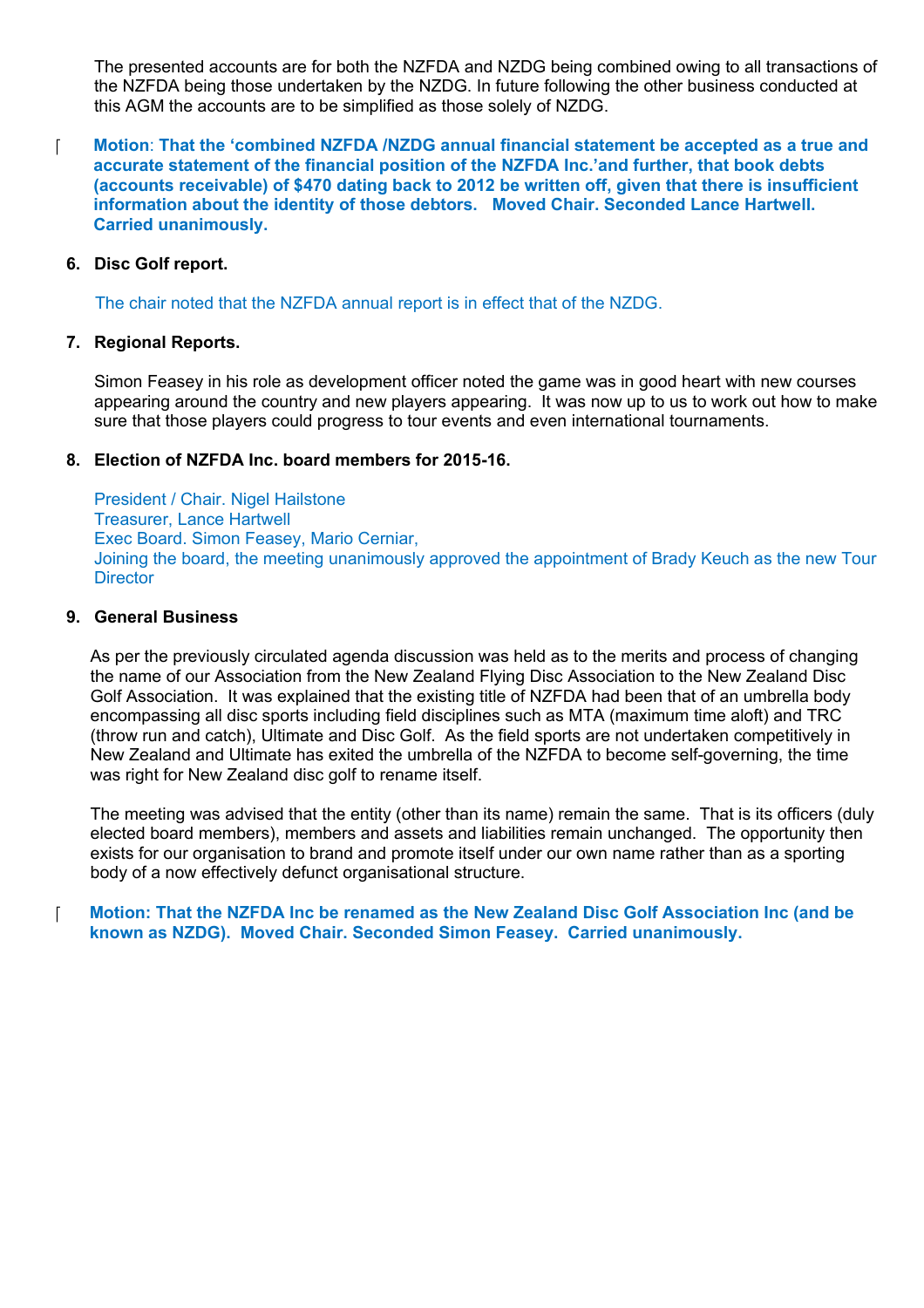The presented accounts are for both the NZFDA and NZDG being combined owing to all transactions of the NZFDA being those undertaken by the NZDG. In future following the other business conducted at this AGM the accounts are to be simplified as those solely of NZDG.

**Motion: That the 'combined NZFDA /NZDG annual financial statement be accepted as a true and accurate statement of the financial position of the NZFDA Inc.'and further, that book debts (accounts receivable) of $470 dating back to 2012 be written off, given that there is insufficient information about the identity of those debtors. Moved Chair. Seconded Lance Hartwell. Carried unanimously.**

6. **Disc Golf report.**

   The chair noted that the NZFDA annual report is in effect that of the NZDG.

7. **Regional Reports.**

   Simon Feasey in his role as development officer noted the game was in good heart with new courses appearing around the country and new players appearing. It was now up to us to work out how to make sure that those players could progress to tour events and even international tournaments.

8. **Election of NZFDA Inc. board members for 2015-16.**

   President / Chair. Nigel Hailstone
   Treasurer, Lance Hartwell
   Exec Board. Simon Feasey, Mario Cerniar,
   Joining the board, the meeting unanimously approved the appointment of Brady Keuch as the new Tour Director

9. **General Business**

   As per the previously circulated agenda discussion was held as to the merits and process of changing the name of our Association from the New Zealand Flying Disc Association to the New Zealand Disc Golf Association. It was explained that the existing title of NZFDA had been that of an umbrella body encompassing all disc sports including field disciplines such as MTA (maximum time aloft) and TRC (throw run and catch), Ultimate and Disc Golf. As the field sports are not undertaken competitively in New Zealand and Ultimate has exited the umbrella of the NZFDA to become self-governing, the time was right for New Zealand disc golf to rename itself.

   The meeting was advised that the entity (other than its name) remain the same. That is its officers (duly elected board members), members and assets and liabilities remain unchanged. The opportunity then exists for our organisation to brand and promote itself under our own name rather than as a sporting body of a now effectively defunct organisational structure.

**Motion: That the NZFDA Inc be renamed as the New Zealand Disc Golf Association Inc (and be known as NZDG). Moved Chair. Seconded Simon Feasey. Carried unanimously.**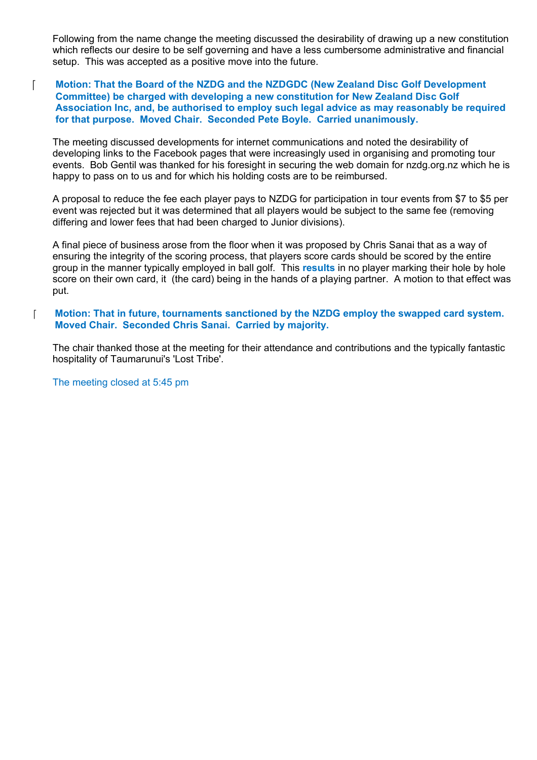Following from the name change the meeting discussed the desirability of drawing up a new constitution which reflects our desire to be self governing and have a less cumbersome administrative and financial setup. This was accepted as a positive move into the future.

**Motion: That the Board of the NZDG and the NZDGDC (New Zealand Disc Golf Development Committee) be charged with developing a new constitution for New Zealand Disc Golf Association Inc, and, be authorised to employ such legal advice as may reasonably be required for that purpose. Moved Chair. Seconded Pete Boyle. Carried unanimously.**

The meeting discussed developments for internet communications and noted the desirability of developing links to the Facebook pages that were increasingly used in organising and promoting tour events. Bob Gentil was thanked for his foresight in securing the web domain for nzdg.org.nz which he is happy to pass on to us and for which his holding costs are to be reimbursed.

A proposal to reduce the fee each player pays to NZDG for participation in tour events from $7 to $5 per event was rejected but it was determined that all players would be subject to the same fee (removing differing and lower fees that had been charged to Junior divisions).

A final piece of business arose from the floor when it was proposed by Chris Sanai that as a way of ensuring the integrity of the scoring process, that players score cards should be scored by the entire group in the manner typically employed in ball golf. This **results** in no player marking their hole by hole score on their own card, it (the card) being in the hands of a playing partner. A motion to that effect was put.

**Motion: That in future, tournaments sanctioned by the NZDG employ the swapped card system. Moved Chair. Seconded Chris Sanai. Carried by majority.**

The chair thanked those at the meeting for their attendance and contributions and the typically fantastic hospitality of Taumarunui's 'Lost Tribe'.

The meeting closed at 5:45 pm